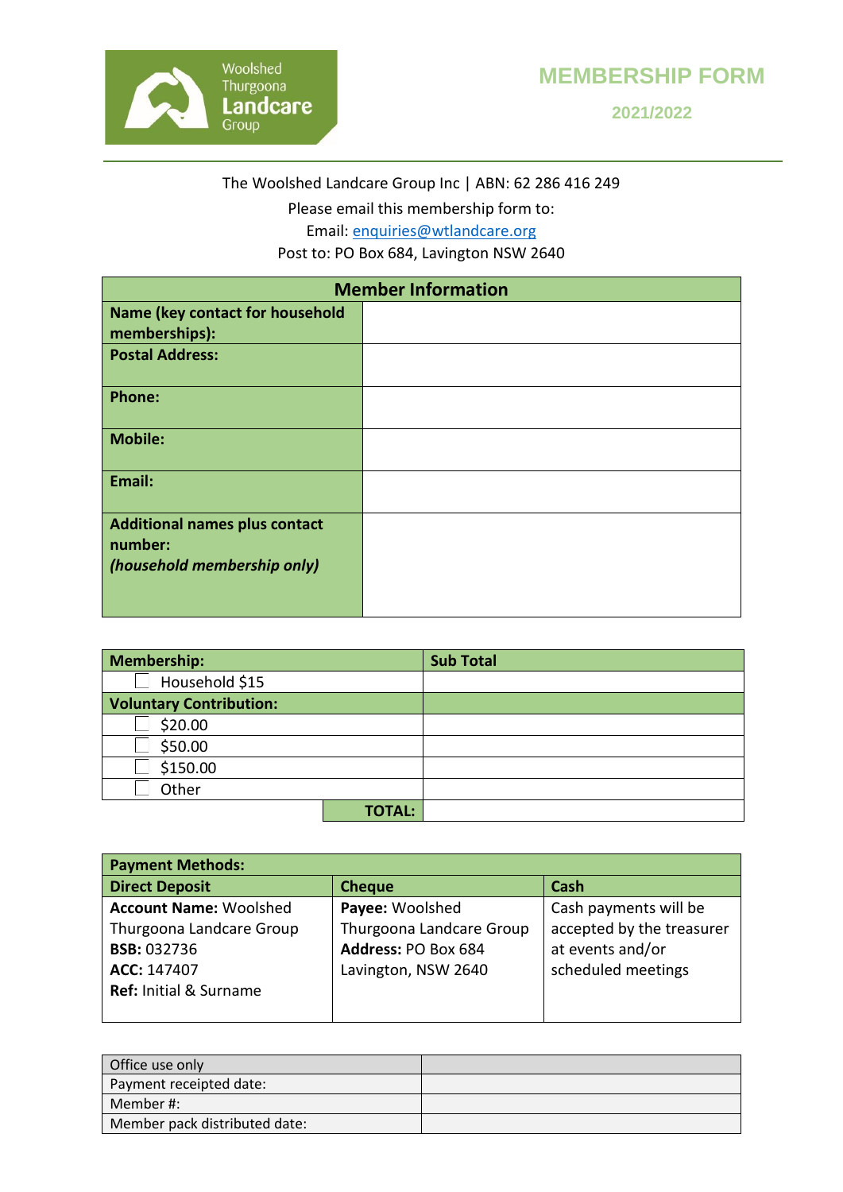Woolshed Thurgoona Landcare Group

# MEMBERSHIP FORM

**2021/2022**

The Woolshed Landcare Group Inc | ABN: 62 286 416 249

Please email this membership form to:

Email: enquiries@wtlandcare.org

Post to: PO Box 684, Lavington NSW 2640

| **Member Information** | |
|---|---|
| **Name (key contact for household memberships):** | |
| **Postal Address:** | |
| **Phone:** | |
| **Mobile:** | |
| **Email:** | |
| **Additional names plus contact number:** ***(household membership only)*** | |

| **Membership:** | **Sub Total** |
|---|---|
| ☐ Household $15 | |
| **Voluntary Contribution:** | |
| ☐ $20.00 | |
| ☐ $50.00 | |
| ☐ $150.00 | |
| ☐ Other | |
| **TOTAL:** | |

| **Payment Methods:** | | |
|---|---|---|
| **Direct Deposit** | **Cheque** | **Cash** |
| **Account Name:** Woolshed Thurgoona Landcare Group<br>**BSB:** 032736<br>**ACC:** 147407<br>**Ref:** Initial & Surname | **Payee:** Woolshed Thurgoona Landcare Group<br>**Address:** PO Box 684 Lavington, NSW 2640 | Cash payments will be accepted by the treasurer at events and/or scheduled meetings |

| Office use only | |
|---|---|
| Payment receipted date: | |
| Member #: | |
| Member pack distributed date: | |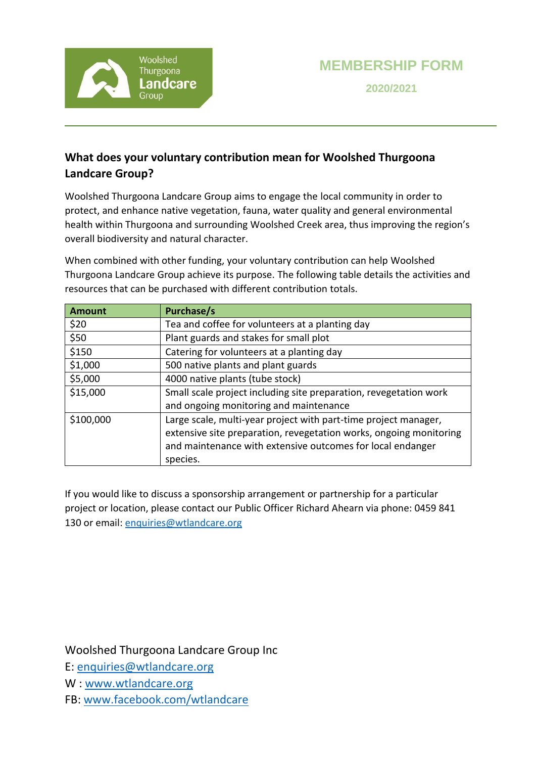Woolshed Thurgoona Landcare Group

# MEMBERSHIP FORM

2020/2021

## What does your voluntary contribution mean for Woolshed Thurgoona Landcare Group?

Woolshed Thurgoona Landcare Group aims to engage the local community in order to protect, and enhance native vegetation, fauna, water quality and general environmental health within Thurgoona and surrounding Woolshed Creek area, thus improving the region's overall biodiversity and natural character.

When combined with other funding, your voluntary contribution can help Woolshed Thurgoona Landcare Group achieve its purpose. The following table details the activities and resources that can be purchased with different contribution totals.

| Amount | Purchase/s |
|---|---|
| $20 | Tea and coffee for volunteers at a planting day |
| $50 | Plant guards and stakes for small plot |
| $150 | Catering for volunteers at a planting day |
| $1,000 | 500 native plants and plant guards |
| $5,000 | 4000 native plants (tube stock) |
| $15,000 | Small scale project including site preparation, revegetation work and ongoing monitoring and maintenance |
| $100,000 | Large scale, multi-year project with part-time project manager, extensive site preparation, revegetation works, ongoing monitoring and maintenance with extensive outcomes for local endanger species. |

If you would like to discuss a sponsorship arrangement or partnership for a particular project or location, please contact our Public Officer Richard Ahearn via phone: 0459 841 130 or email: enquiries@wtlandcare.org

Woolshed Thurgoona Landcare Group Inc
E: enquiries@wtlandcare.org
W : www.wtlandcare.org
FB: www.facebook.com/wtlandcare